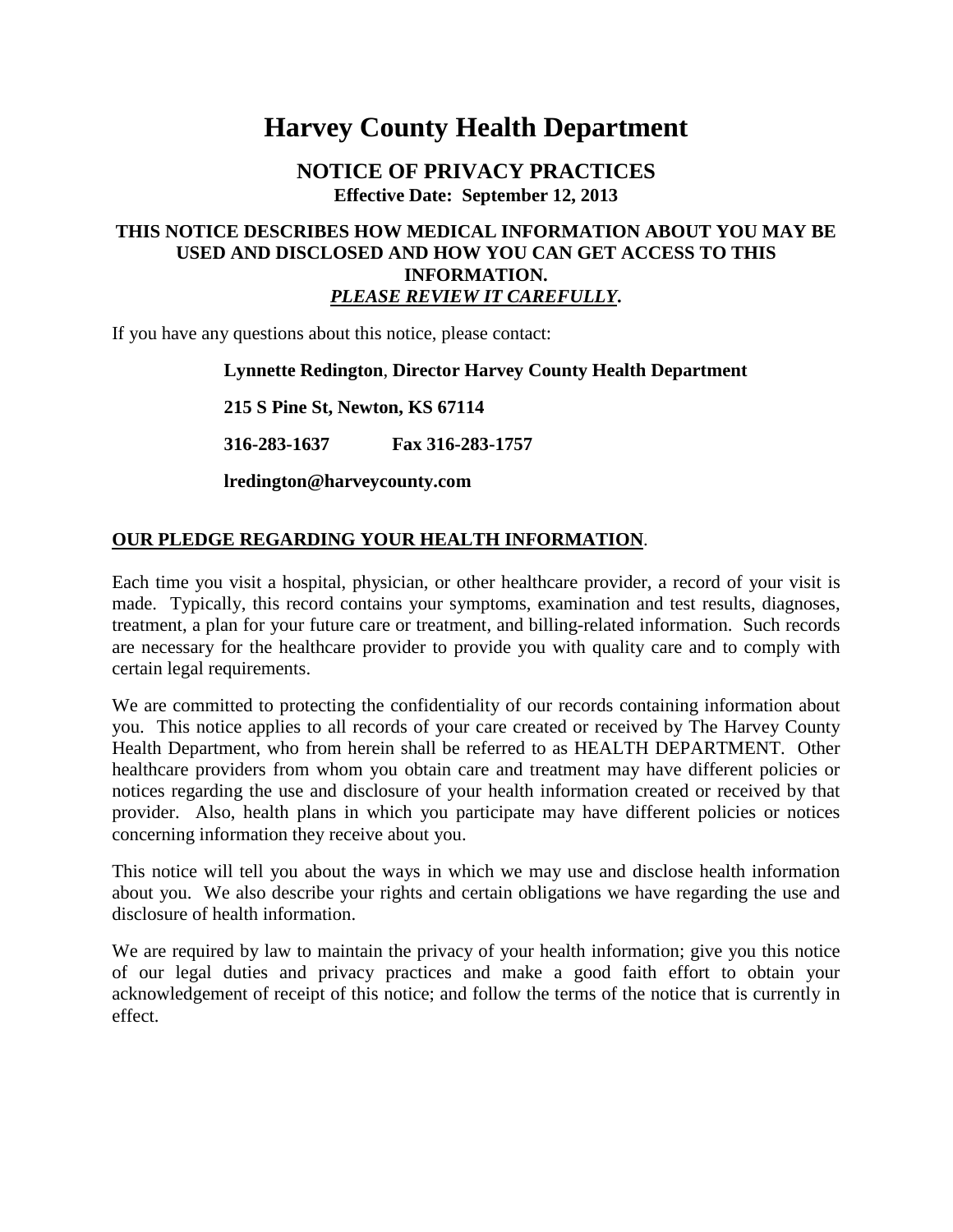# Harvey County Health Department

## NOTICE OF PRIVACY PRACTICES

**Effective Date: September 12, 2013**

**THIS NOTICE DESCRIBES HOW MEDICAL INFORMATION ABOUT YOU MAY BE USED AND DISCLOSED AND HOW YOU CAN GET ACCESS TO THIS INFORMATION.**
***PLEASE REVIEW IT CAREFULLY*.**

If you have any questions about this notice, please contact:

**Lynnette Redington**, **Director Harvey County Health Department**

**215 S Pine St, Newton, KS 67114**

**316-283-1637 Fax 316-283-1757**

**lredington@harveycounty.com**

## OUR PLEDGE REGARDING YOUR HEALTH INFORMATION.

Each time you visit a hospital, physician, or other healthcare provider, a record of your visit is made. Typically, this record contains your symptoms, examination and test results, diagnoses, treatment, a plan for your future care or treatment, and billing-related information. Such records are necessary for the healthcare provider to provide you with quality care and to comply with certain legal requirements.

We are committed to protecting the confidentiality of our records containing information about you. This notice applies to all records of your care created or received by The Harvey County Health Department, who from herein shall be referred to as HEALTH DEPARTMENT. Other healthcare providers from whom you obtain care and treatment may have different policies or notices regarding the use and disclosure of your health information created or received by that provider. Also, health plans in which you participate may have different policies or notices concerning information they receive about you.

This notice will tell you about the ways in which we may use and disclose health information about you. We also describe your rights and certain obligations we have regarding the use and disclosure of health information.

We are required by law to maintain the privacy of your health information; give you this notice of our legal duties and privacy practices and make a good faith effort to obtain your acknowledgement of receipt of this notice; and follow the terms of the notice that is currently in effect.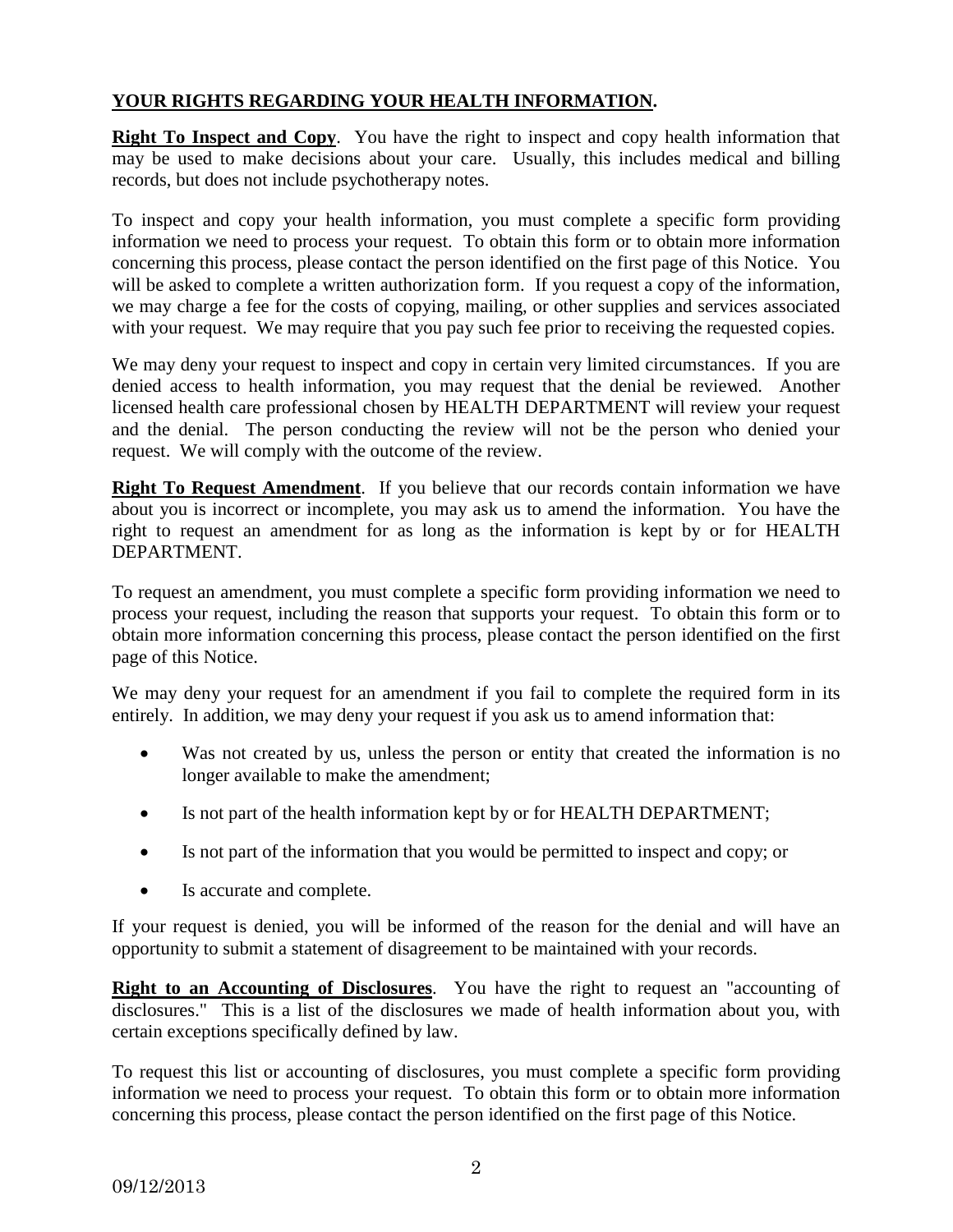**YOUR RIGHTS REGARDING YOUR HEALTH INFORMATION.**

**Right To Inspect and Copy**. You have the right to inspect and copy health information that may be used to make decisions about your care. Usually, this includes medical and billing records, but does not include psychotherapy notes.

To inspect and copy your health information, you must complete a specific form providing information we need to process your request. To obtain this form or to obtain more information concerning this process, please contact the person identified on the first page of this Notice. You will be asked to complete a written authorization form. If you request a copy of the information, we may charge a fee for the costs of copying, mailing, or other supplies and services associated with your request. We may require that you pay such fee prior to receiving the requested copies.

We may deny your request to inspect and copy in certain very limited circumstances. If you are denied access to health information, you may request that the denial be reviewed. Another licensed health care professional chosen by HEALTH DEPARTMENT will review your request and the denial. The person conducting the review will not be the person who denied your request. We will comply with the outcome of the review.

**Right To Request Amendment**. If you believe that our records contain information we have about you is incorrect or incomplete, you may ask us to amend the information. You have the right to request an amendment for as long as the information is kept by or for HEALTH DEPARTMENT.

To request an amendment, you must complete a specific form providing information we need to process your request, including the reason that supports your request. To obtain this form or to obtain more information concerning this process, please contact the person identified on the first page of this Notice.

We may deny your request for an amendment if you fail to complete the required form in its entirely. In addition, we may deny your request if you ask us to amend information that:

- Was not created by us, unless the person or entity that created the information is no longer available to make the amendment;
- Is not part of the health information kept by or for HEALTH DEPARTMENT;
- Is not part of the information that you would be permitted to inspect and copy; or
- Is accurate and complete.

If your request is denied, you will be informed of the reason for the denial and will have an opportunity to submit a statement of disagreement to be maintained with your records.

**Right to an Accounting of Disclosures**. You have the right to request an "accounting of disclosures." This is a list of the disclosures we made of health information about you, with certain exceptions specifically defined by law.

To request this list or accounting of disclosures, you must complete a specific form providing information we need to process your request. To obtain this form or to obtain more information concerning this process, please contact the person identified on the first page of this Notice.

09/12/2013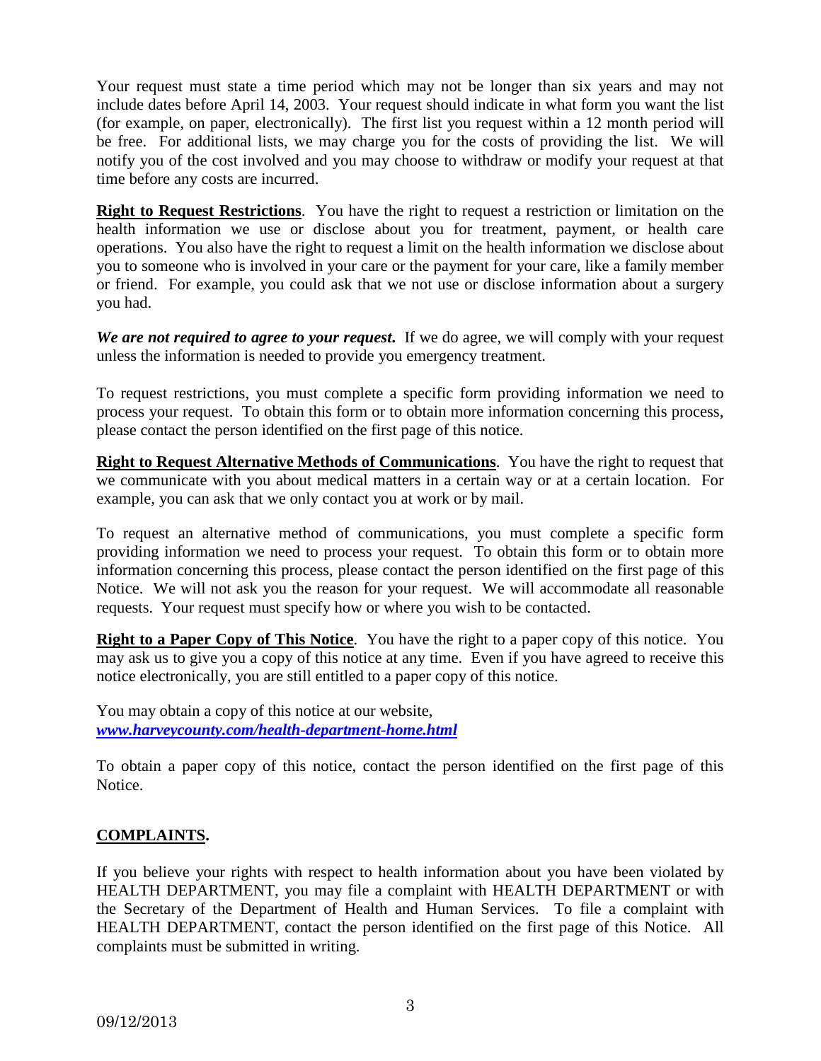Your request must state a time period which may not be longer than six years and may not include dates before April 14, 2003. Your request should indicate in what form you want the list (for example, on paper, electronically). The first list you request within a 12 month period will be free. For additional lists, we may charge you for the costs of providing the list. We will notify you of the cost involved and you may choose to withdraw or modify your request at that time before any costs are incurred.

**Right to Request Restrictions**. You have the right to request a restriction or limitation on the health information we use or disclose about you for treatment, payment, or health care operations. You also have the right to request a limit on the health information we disclose about you to someone who is involved in your care or the payment for your care, like a family member or friend. For example, you could ask that we not use or disclose information about a surgery you had.

***We are not required to agree to your request.*** If we do agree, we will comply with your request unless the information is needed to provide you emergency treatment.

To request restrictions, you must complete a specific form providing information we need to process your request. To obtain this form or to obtain more information concerning this process, please contact the person identified on the first page of this notice.

**Right to Request Alternative Methods of Communications**. You have the right to request that we communicate with you about medical matters in a certain way or at a certain location. For example, you can ask that we only contact you at work or by mail.

To request an alternative method of communications, you must complete a specific form providing information we need to process your request. To obtain this form or to obtain more information concerning this process, please contact the person identified on the first page of this Notice. We will not ask you the reason for your request. We will accommodate all reasonable requests. Your request must specify how or where you wish to be contacted.

**Right to a Paper Copy of This Notice**. You have the right to a paper copy of this notice. You may ask us to give you a copy of this notice at any time. Even if you have agreed to receive this notice electronically, you are still entitled to a paper copy of this notice.

You may obtain a copy of this notice at our website, ***www.harveycounty.com/health-department-home.html***

To obtain a paper copy of this notice, contact the person identified on the first page of this Notice.

## COMPLAINTS.

If you believe your rights with respect to health information about you have been violated by HEALTH DEPARTMENT, you may file a complaint with HEALTH DEPARTMENT or with the Secretary of the Department of Health and Human Services. To file a complaint with HEALTH DEPARTMENT, contact the person identified on the first page of this Notice. All complaints must be submitted in writing.

09/12/2013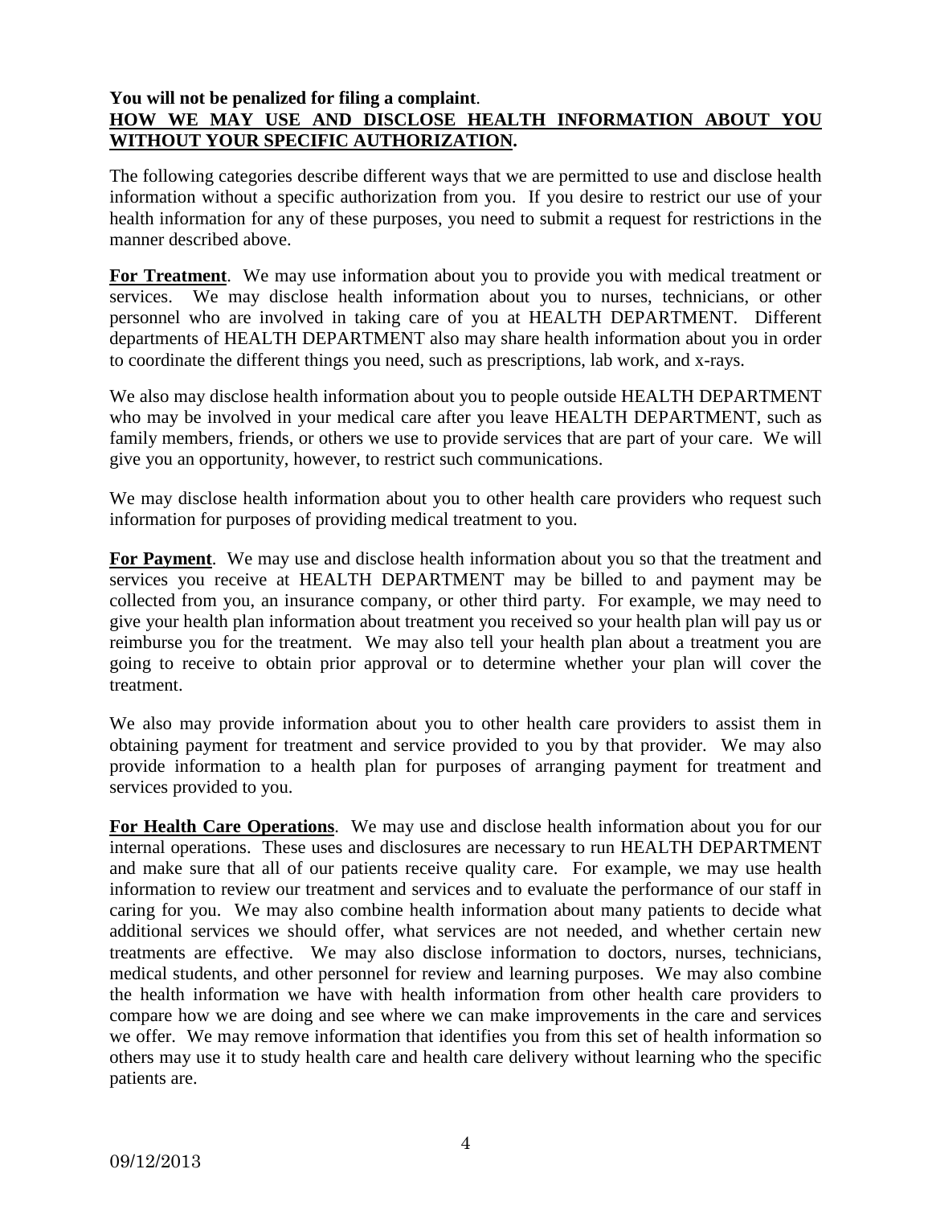**You will not be penalized for filing a complaint**.

**HOW WE MAY USE AND DISCLOSE HEALTH INFORMATION ABOUT YOU WITHOUT YOUR SPECIFIC AUTHORIZATION.**

The following categories describe different ways that we are permitted to use and disclose health information without a specific authorization from you. If you desire to restrict our use of your health information for any of these purposes, you need to submit a request for restrictions in the manner described above.

**For Treatment**. We may use information about you to provide you with medical treatment or services. We may disclose health information about you to nurses, technicians, or other personnel who are involved in taking care of you at HEALTH DEPARTMENT. Different departments of HEALTH DEPARTMENT also may share health information about you in order to coordinate the different things you need, such as prescriptions, lab work, and x-rays.

We also may disclose health information about you to people outside HEALTH DEPARTMENT who may be involved in your medical care after you leave HEALTH DEPARTMENT, such as family members, friends, or others we use to provide services that are part of your care. We will give you an opportunity, however, to restrict such communications.

We may disclose health information about you to other health care providers who request such information for purposes of providing medical treatment to you.

**For Payment**. We may use and disclose health information about you so that the treatment and services you receive at HEALTH DEPARTMENT may be billed to and payment may be collected from you, an insurance company, or other third party. For example, we may need to give your health plan information about treatment you received so your health plan will pay us or reimburse you for the treatment. We may also tell your health plan about a treatment you are going to receive to obtain prior approval or to determine whether your plan will cover the treatment.

We also may provide information about you to other health care providers to assist them in obtaining payment for treatment and service provided to you by that provider. We may also provide information to a health plan for purposes of arranging payment for treatment and services provided to you.

**For Health Care Operations**. We may use and disclose health information about you for our internal operations. These uses and disclosures are necessary to run HEALTH DEPARTMENT and make sure that all of our patients receive quality care. For example, we may use health information to review our treatment and services and to evaluate the performance of our staff in caring for you. We may also combine health information about many patients to decide what additional services we should offer, what services are not needed, and whether certain new treatments are effective. We may also disclose information to doctors, nurses, technicians, medical students, and other personnel for review and learning purposes. We may also combine the health information we have with health information from other health care providers to compare how we are doing and see where we can make improvements in the care and services we offer. We may remove information that identifies you from this set of health information so others may use it to study health care and health care delivery without learning who the specific patients are.

09/12/2013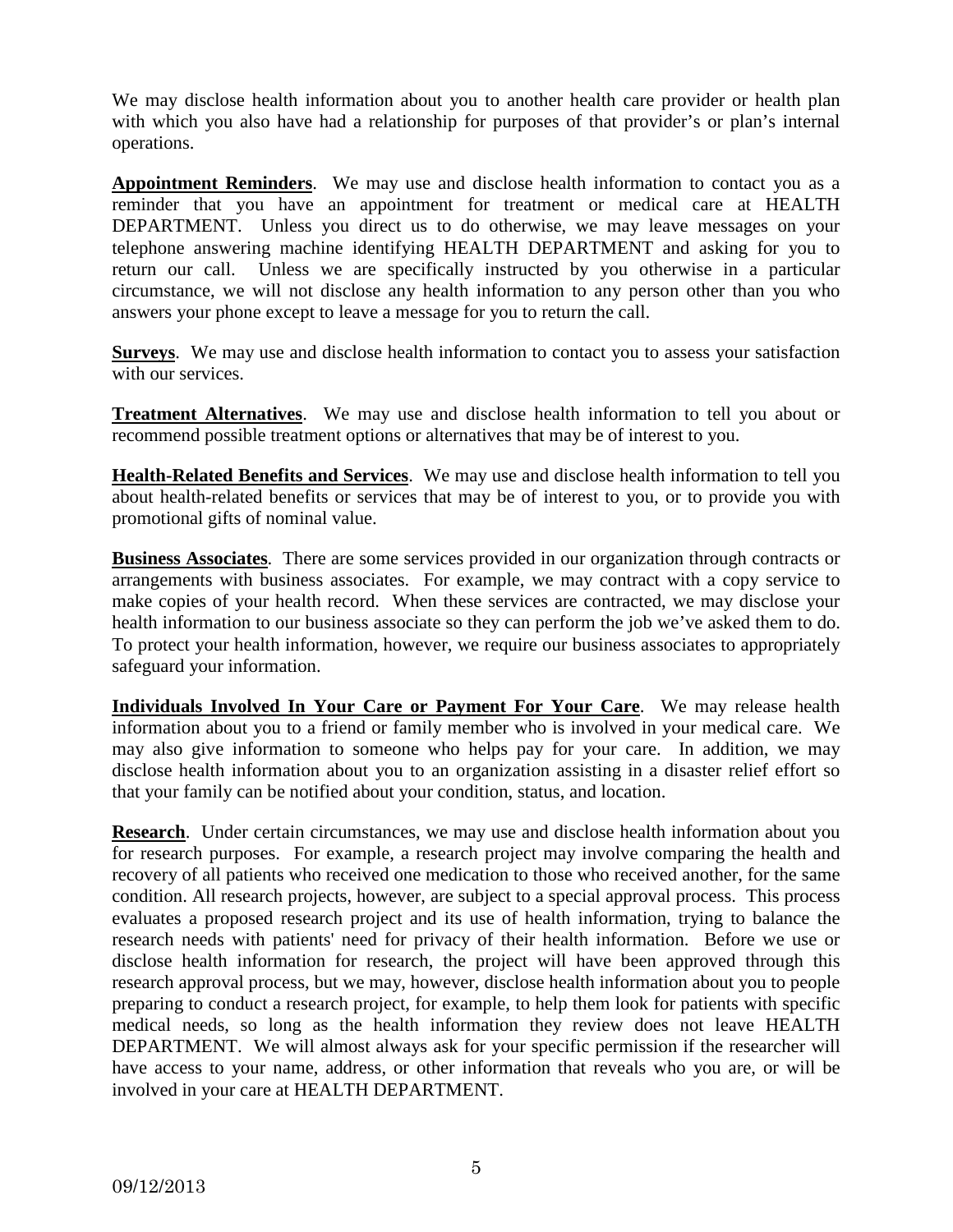We may disclose health information about you to another health care provider or health plan with which you also have had a relationship for purposes of that provider's or plan's internal operations.

**Appointment Reminders**. We may use and disclose health information to contact you as a reminder that you have an appointment for treatment or medical care at HEALTH DEPARTMENT. Unless you direct us to do otherwise, we may leave messages on your telephone answering machine identifying HEALTH DEPARTMENT and asking for you to return our call. Unless we are specifically instructed by you otherwise in a particular circumstance, we will not disclose any health information to any person other than you who answers your phone except to leave a message for you to return the call.

**Surveys**. We may use and disclose health information to contact you to assess your satisfaction with our services.

**Treatment Alternatives**. We may use and disclose health information to tell you about or recommend possible treatment options or alternatives that may be of interest to you.

**Health-Related Benefits and Services**. We may use and disclose health information to tell you about health-related benefits or services that may be of interest to you, or to provide you with promotional gifts of nominal value.

**Business Associates**. There are some services provided in our organization through contracts or arrangements with business associates. For example, we may contract with a copy service to make copies of your health record. When these services are contracted, we may disclose your health information to our business associate so they can perform the job we've asked them to do. To protect your health information, however, we require our business associates to appropriately safeguard your information.

**Individuals Involved In Your Care or Payment For Your Care**. We may release health information about you to a friend or family member who is involved in your medical care. We may also give information to someone who helps pay for your care. In addition, we may disclose health information about you to an organization assisting in a disaster relief effort so that your family can be notified about your condition, status, and location.

**Research**. Under certain circumstances, we may use and disclose health information about you for research purposes. For example, a research project may involve comparing the health and recovery of all patients who received one medication to those who received another, for the same condition. All research projects, however, are subject to a special approval process. This process evaluates a proposed research project and its use of health information, trying to balance the research needs with patients' need for privacy of their health information. Before we use or disclose health information for research, the project will have been approved through this research approval process, but we may, however, disclose health information about you to people preparing to conduct a research project, for example, to help them look for patients with specific medical needs, so long as the health information they review does not leave HEALTH DEPARTMENT. We will almost always ask for your specific permission if the researcher will have access to your name, address, or other information that reveals who you are, or will be involved in your care at HEALTH DEPARTMENT.

09/12/2013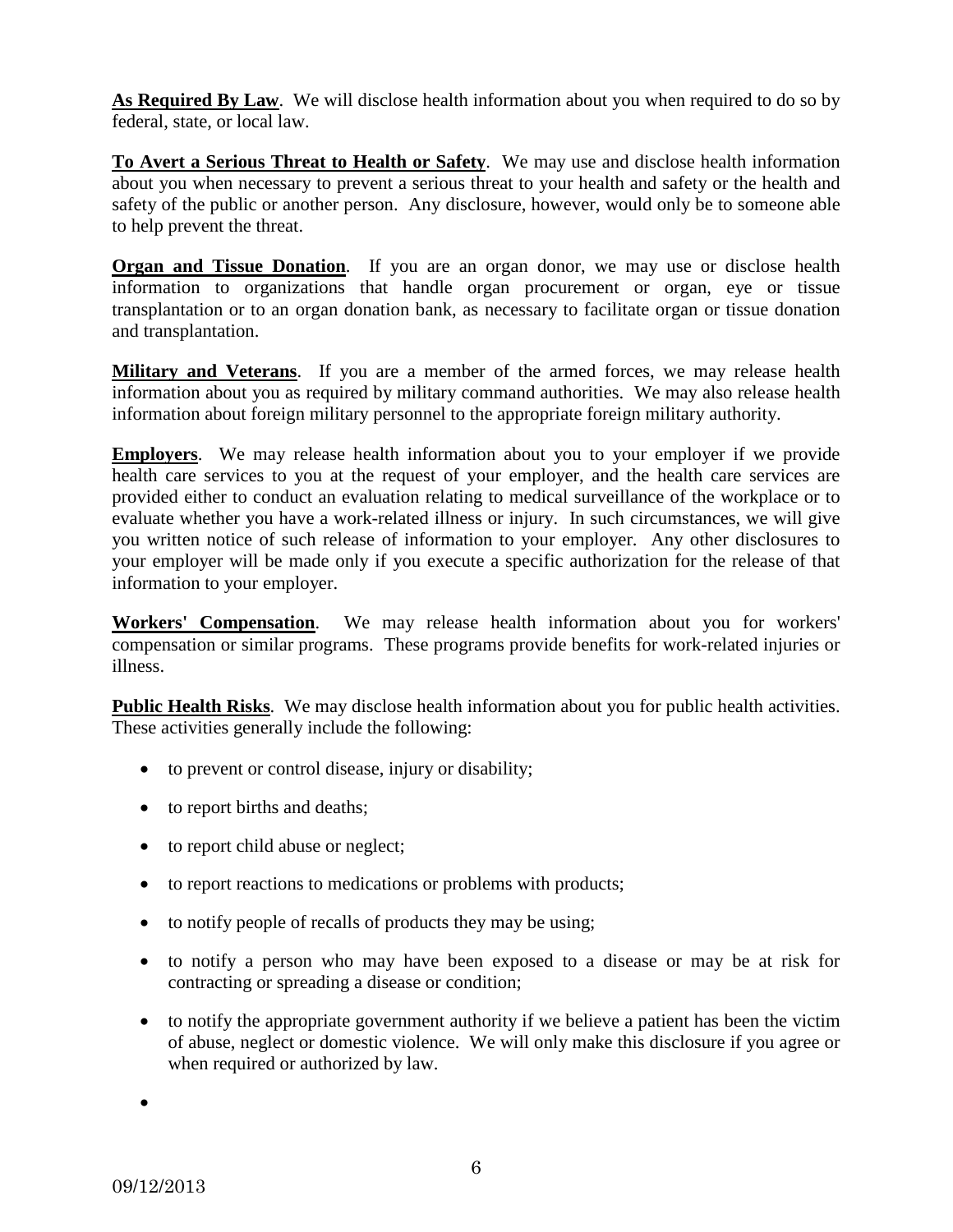**<u>As Required By Law</u>**. We will disclose health information about you when required to do so by federal, state, or local law.

**<u>To Avert a Serious Threat to Health or Safety</u>**. We may use and disclose health information about you when necessary to prevent a serious threat to your health and safety or the health and safety of the public or another person. Any disclosure, however, would only be to someone able to help prevent the threat.

**<u>Organ and Tissue Donation</u>**. If you are an organ donor, we may use or disclose health information to organizations that handle organ procurement or organ, eye or tissue transplantation or to an organ donation bank, as necessary to facilitate organ or tissue donation and transplantation.

**<u>Military and Veterans</u>**. If you are a member of the armed forces, we may release health information about you as required by military command authorities. We may also release health information about foreign military personnel to the appropriate foreign military authority.

**<u>Employers</u>**. We may release health information about you to your employer if we provide health care services to you at the request of your employer, and the health care services are provided either to conduct an evaluation relating to medical surveillance of the workplace or to evaluate whether you have a work-related illness or injury. In such circumstances, we will give you written notice of such release of information to your employer. Any other disclosures to your employer will be made only if you execute a specific authorization for the release of that information to your employer.

**<u>Workers' Compensation</u>**. We may release health information about you for workers' compensation or similar programs. These programs provide benefits for work-related injuries or illness.

**<u>Public Health Risks</u>**. We may disclose health information about you for public health activities. These activities generally include the following:

- to prevent or control disease, injury or disability;
- to report births and deaths;
- to report child abuse or neglect;
- to report reactions to medications or problems with products;
- to notify people of recalls of products they may be using;
- to notify a person who may have been exposed to a disease or may be at risk for contracting or spreading a disease or condition;
- to notify the appropriate government authority if we believe a patient has been the victim of abuse, neglect or domestic violence. We will only make this disclosure if you agree or when required or authorized by law.
- 

09/12/2013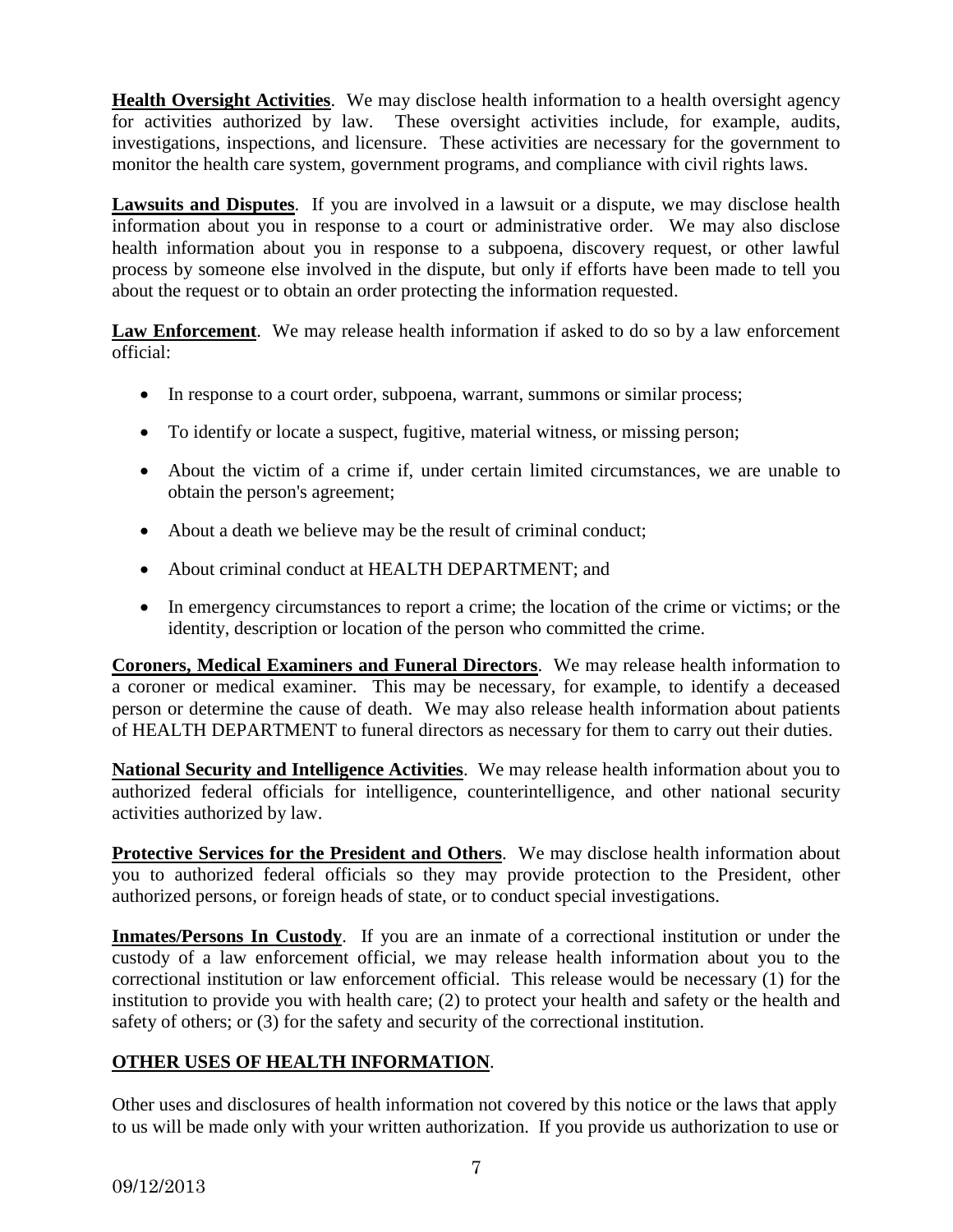**Health Oversight Activities**. We may disclose health information to a health oversight agency for activities authorized by law. These oversight activities include, for example, audits, investigations, inspections, and licensure. These activities are necessary for the government to monitor the health care system, government programs, and compliance with civil rights laws.

**Lawsuits and Disputes**. If you are involved in a lawsuit or a dispute, we may disclose health information about you in response to a court or administrative order. We may also disclose health information about you in response to a subpoena, discovery request, or other lawful process by someone else involved in the dispute, but only if efforts have been made to tell you about the request or to obtain an order protecting the information requested.

**Law Enforcement**. We may release health information if asked to do so by a law enforcement official:

- In response to a court order, subpoena, warrant, summons or similar process;
- To identify or locate a suspect, fugitive, material witness, or missing person;
- About the victim of a crime if, under certain limited circumstances, we are unable to obtain the person's agreement;
- About a death we believe may be the result of criminal conduct;
- About criminal conduct at HEALTH DEPARTMENT; and
- In emergency circumstances to report a crime; the location of the crime or victims; or the identity, description or location of the person who committed the crime.

**Coroners, Medical Examiners and Funeral Directors**. We may release health information to a coroner or medical examiner. This may be necessary, for example, to identify a deceased person or determine the cause of death. We may also release health information about patients of HEALTH DEPARTMENT to funeral directors as necessary for them to carry out their duties.

**National Security and Intelligence Activities**. We may release health information about you to authorized federal officials for intelligence, counterintelligence, and other national security activities authorized by law.

**Protective Services for the President and Others**. We may disclose health information about you to authorized federal officials so they may provide protection to the President, other authorized persons, or foreign heads of state, or to conduct special investigations.

**Inmates/Persons In Custody**. If you are an inmate of a correctional institution or under the custody of a law enforcement official, we may release health information about you to the correctional institution or law enforcement official. This release would be necessary (1) for the institution to provide you with health care; (2) to protect your health and safety or the health and safety of others; or (3) for the safety and security of the correctional institution.

## OTHER USES OF HEALTH INFORMATION.

Other uses and disclosures of health information not covered by this notice or the laws that apply to us will be made only with your written authorization. If you provide us authorization to use or

09/12/2013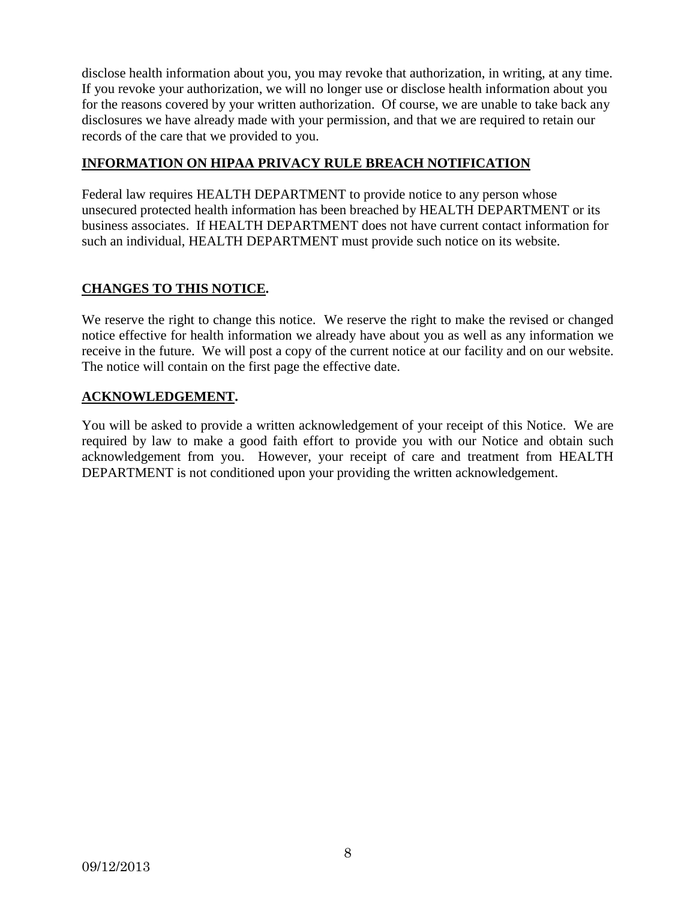disclose health information about you, you may revoke that authorization, in writing, at any time. If you revoke your authorization, we will no longer use or disclose health information about you for the reasons covered by your written authorization. Of course, we are unable to take back any disclosures we have already made with your permission, and that we are required to retain our records of the care that we provided to you.

## INFORMATION ON HIPAA PRIVACY RULE BREACH NOTIFICATION

Federal law requires HEALTH DEPARTMENT to provide notice to any person whose unsecured protected health information has been breached by HEALTH DEPARTMENT or its business associates. If HEALTH DEPARTMENT does not have current contact information for such an individual, HEALTH DEPARTMENT must provide such notice on its website.

## CHANGES TO THIS NOTICE.

We reserve the right to change this notice. We reserve the right to make the revised or changed notice effective for health information we already have about you as well as any information we receive in the future. We will post a copy of the current notice at our facility and on our website. The notice will contain on the first page the effective date.

## ACKNOWLEDGEMENT.

You will be asked to provide a written acknowledgement of your receipt of this Notice. We are required by law to make a good faith effort to provide you with our Notice and obtain such acknowledgement from you. However, your receipt of care and treatment from HEALTH DEPARTMENT is not conditioned upon your providing the written acknowledgement.